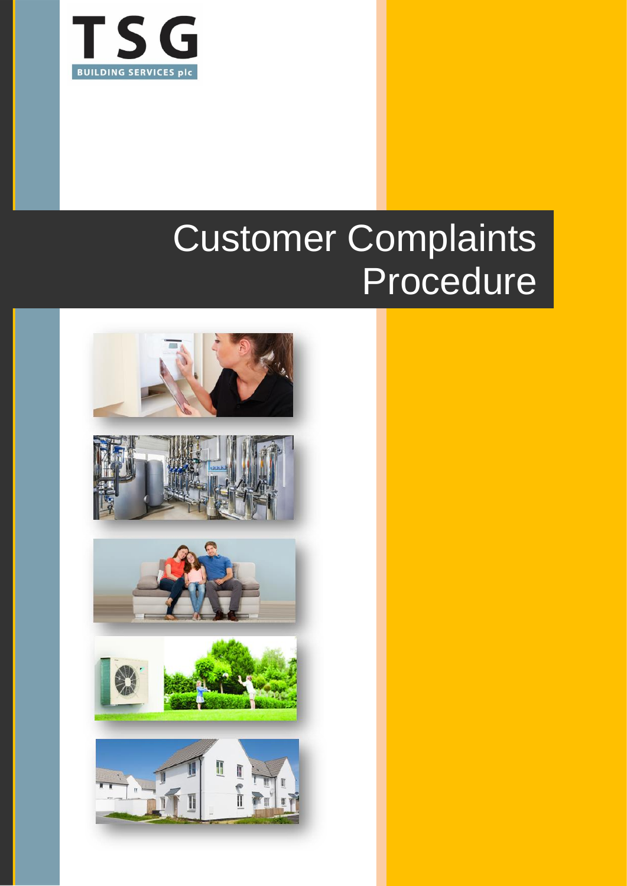TSG

BUILDING SERVICES plc

# Customer Complaints Procedure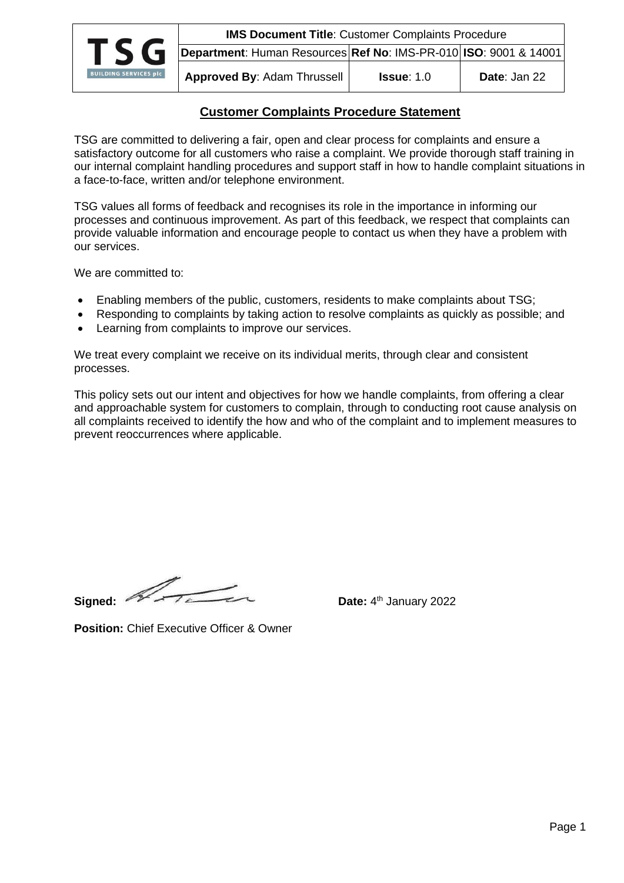| TSG BUILDING SERVICES plc | **IMS Document Title**: Customer Complaints Procedure | | |
|---|---|---|---|
| | **Department**: Human Resources | **Ref No**: IMS-PR-010 | **ISO**: 9001 & 14001 |
| | **Approved By**: Adam Thrussell | **Issue**: 1.0 | **Date**: Jan 22 |

## Customer Complaints Procedure Statement

TSG are committed to delivering a fair, open and clear process for complaints and ensure a satisfactory outcome for all customers who raise a complaint. We provide thorough staff training in our internal complaint handling procedures and support staff in how to handle complaint situations in a face-to-face, written and/or telephone environment.

TSG values all forms of feedback and recognises its role in the importance in informing our processes and continuous improvement. As part of this feedback, we respect that complaints can provide valuable information and encourage people to contact us when they have a problem with our services.

We are committed to:

- Enabling members of the public, customers, residents to make complaints about TSG;
- Responding to complaints by taking action to resolve complaints as quickly as possible; and
- Learning from complaints to improve our services.

We treat every complaint we receive on its individual merits, through clear and consistent processes.

This policy sets out our intent and objectives for how we handle complaints, from offering a clear and approachable system for customers to complain, through to conducting root cause analysis on all complaints received to identify the how and who of the complaint and to implement measures to prevent reoccurrences where applicable.

**Signed:** **Date:** 4th January 2022

**Position:** Chief Executive Officer & Owner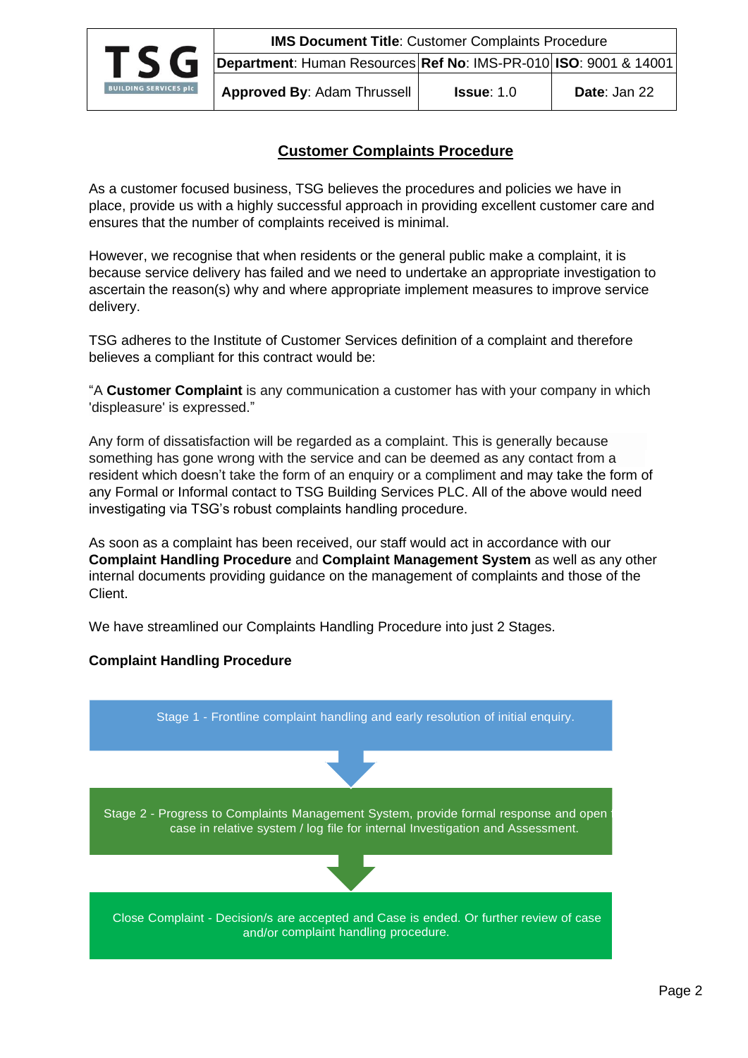## Customer Complaints Procedure

As a customer focused business, TSG believes the procedures and policies we have in place, provide us with a highly successful approach in providing excellent customer care and ensures that the number of complaints received is minimal.

However, we recognise that when residents or the general public make a complaint, it is because service delivery has failed and we need to undertake an appropriate investigation to ascertain the reason(s) why and where appropriate implement measures to improve service delivery.

TSG adheres to the Institute of Customer Services definition of a complaint and therefore believes a compliant for this contract would be:

"A **Customer Complaint** is any communication a customer has with your company in which 'displeasure' is expressed."

Any form of dissatisfaction will be regarded as a complaint. This is generally because something has gone wrong with the service and can be deemed as any contact from a resident which doesn't take the form of an enquiry or a compliment and may take the form of any Formal or Informal contact to TSG Building Services PLC. All of the above would need investigating via TSG's robust complaints handling procedure.

As soon as a complaint has been received, our staff would act in accordance with our **Complaint Handling Procedure** and **Complaint Management System** as well as any other internal documents providing guidance on the management of complaints and those of the Client.

We have streamlined our Complaints Handling Procedure into just 2 Stages.

**Complaint Handling Procedure**

Stage 1 - Frontline complaint handling and early resolution of initial enquiry.

↓

Stage 2 - Progress to Complaints Management System, provide formal response and open case in relative system / log file for internal Investigation and Assessment.

↓

Close Complaint - Decision/s are accepted and Case is ended. Or further review of case and/or complaint handling procedure.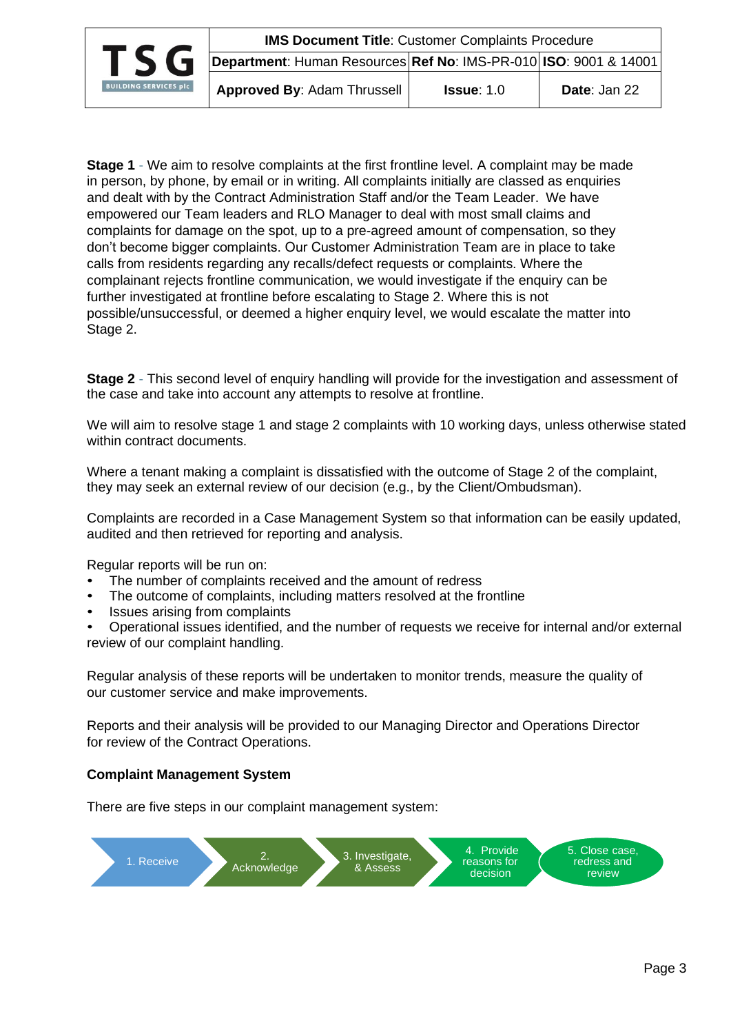**Stage 1** - We aim to resolve complaints at the first frontline level. A complaint may be made in person, by phone, by email or in writing. All complaints initially are classed as enquiries and dealt with by the Contract Administration Staff and/or the Team Leader. We have empowered our Team leaders and RLO Manager to deal with most small claims and complaints for damage on the spot, up to a pre-agreed amount of compensation, so they don't become bigger complaints. Our Customer Administration Team are in place to take calls from residents regarding any recalls/defect requests or complaints. Where the complainant rejects frontline communication, we would investigate if the enquiry can be further investigated at frontline before escalating to Stage 2. Where this is not possible/unsuccessful, or deemed a higher enquiry level, we would escalate the matter into Stage 2.

**Stage 2** - This second level of enquiry handling will provide for the investigation and assessment of the case and take into account any attempts to resolve at frontline.

We will aim to resolve stage 1 and stage 2 complaints with 10 working days, unless otherwise stated within contract documents.

Where a tenant making a complaint is dissatisfied with the outcome of Stage 2 of the complaint, they may seek an external review of our decision (e.g., by the Client/Ombudsman).

Complaints are recorded in a Case Management System so that information can be easily updated, audited and then retrieved for reporting and analysis.

Regular reports will be run on:

- The number of complaints received and the amount of redress
- The outcome of complaints, including matters resolved at the frontline
- Issues arising from complaints
- Operational issues identified, and the number of requests we receive for internal and/or external review of our complaint handling.

Regular analysis of these reports will be undertaken to monitor trends, measure the quality of our customer service and make improvements.

Reports and their analysis will be provided to our Managing Director and Operations Director for review of the Contract Operations.

**Complaint Management System**

There are five steps in our complaint management system:

1. Receive → 2. Acknowledge → 3. Investigate, & Assess → 4. Provide reasons for decision → 5. Close case, redress and review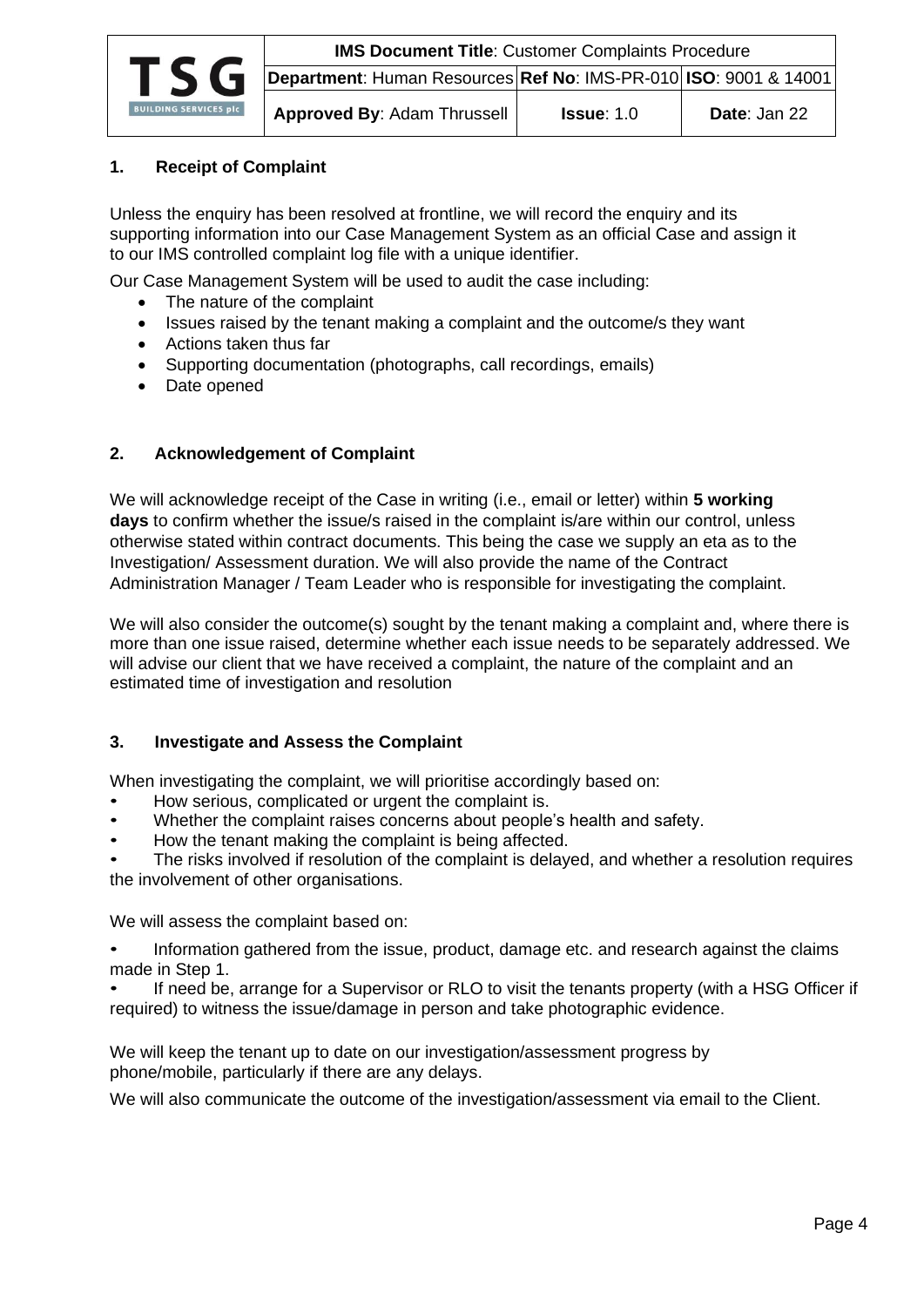## 1. Receipt of Complaint

Unless the enquiry has been resolved at frontline, we will record the enquiry and its supporting information into our Case Management System as an official Case and assign it to our IMS controlled complaint log file with a unique identifier.

Our Case Management System will be used to audit the case including:

- The nature of the complaint
- Issues raised by the tenant making a complaint and the outcome/s they want
- Actions taken thus far
- Supporting documentation (photographs, call recordings, emails)
- Date opened

## 2. Acknowledgement of Complaint

We will acknowledge receipt of the Case in writing (i.e., email or letter) within **5 working days** to confirm whether the issue/s raised in the complaint is/are within our control, unless otherwise stated within contract documents. This being the case we supply an eta as to the Investigation/ Assessment duration. We will also provide the name of the Contract Administration Manager / Team Leader who is responsible for investigating the complaint.

We will also consider the outcome(s) sought by the tenant making a complaint and, where there is more than one issue raised, determine whether each issue needs to be separately addressed. We will advise our client that we have received a complaint, the nature of the complaint and an estimated time of investigation and resolution

## 3. Investigate and Assess the Complaint

When investigating the complaint, we will prioritise accordingly based on:

- How serious, complicated or urgent the complaint is.
- Whether the complaint raises concerns about people's health and safety.
- How the tenant making the complaint is being affected.
- The risks involved if resolution of the complaint is delayed, and whether a resolution requires the involvement of other organisations.

We will assess the complaint based on:

- Information gathered from the issue, product, damage etc. and research against the claims made in Step 1.
- If need be, arrange for a Supervisor or RLO to visit the tenants property (with a HSG Officer if required) to witness the issue/damage in person and take photographic evidence.

We will keep the tenant up to date on our investigation/assessment progress by phone/mobile, particularly if there are any delays.

We will also communicate the outcome of the investigation/assessment via email to the Client.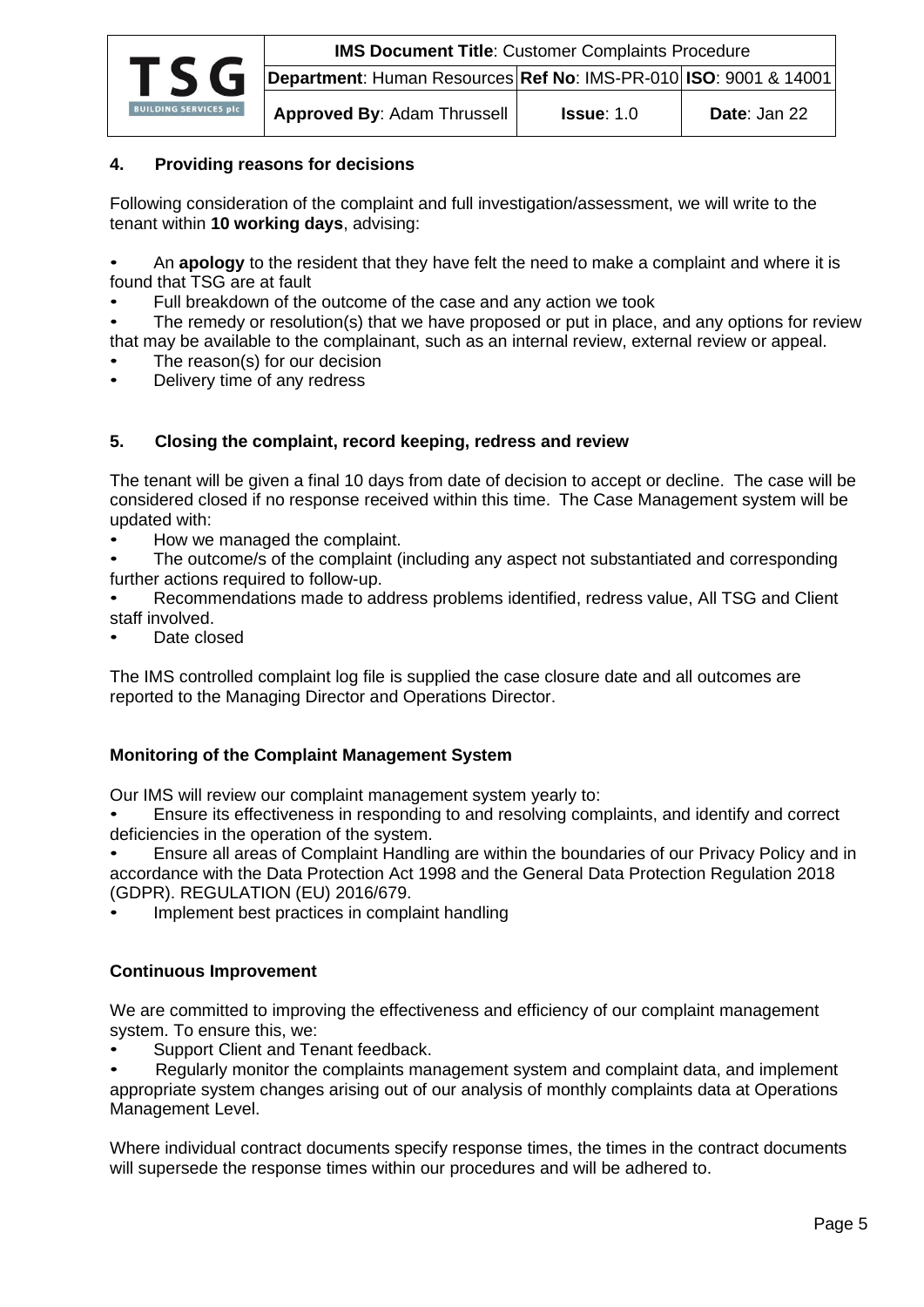## 4. Providing reasons for decisions

Following consideration of the complaint and full investigation/assessment, we will write to the tenant within **10 working days**, advising:

- An **apology** to the resident that they have felt the need to make a complaint and where it is found that TSG are at fault
- Full breakdown of the outcome of the case and any action we took
- The remedy or resolution(s) that we have proposed or put in place, and any options for review that may be available to the complainant, such as an internal review, external review or appeal.
- The reason(s) for our decision
- Delivery time of any redress

## 5. Closing the complaint, record keeping, redress and review

The tenant will be given a final 10 days from date of decision to accept or decline. The case will be considered closed if no response received within this time. The Case Management system will be updated with:

- How we managed the complaint.
- The outcome/s of the complaint (including any aspect not substantiated and corresponding further actions required to follow-up.
- Recommendations made to address problems identified, redress value, All TSG and Client staff involved.
- Date closed

The IMS controlled complaint log file is supplied the case closure date and all outcomes are reported to the Managing Director and Operations Director.

### Monitoring of the Complaint Management System

Our IMS will review our complaint management system yearly to:

- Ensure its effectiveness in responding to and resolving complaints, and identify and correct deficiencies in the operation of the system.
- Ensure all areas of Complaint Handling are within the boundaries of our Privacy Policy and in accordance with the Data Protection Act 1998 and the General Data Protection Regulation 2018 (GDPR). REGULATION (EU) 2016/679.
- Implement best practices in complaint handling

### Continuous Improvement

We are committed to improving the effectiveness and efficiency of our complaint management system. To ensure this, we:

- Support Client and Tenant feedback.
- Regularly monitor the complaints management system and complaint data, and implement appropriate system changes arising out of our analysis of monthly complaints data at Operations Management Level.

Where individual contract documents specify response times, the times in the contract documents will supersede the response times within our procedures and will be adhered to.